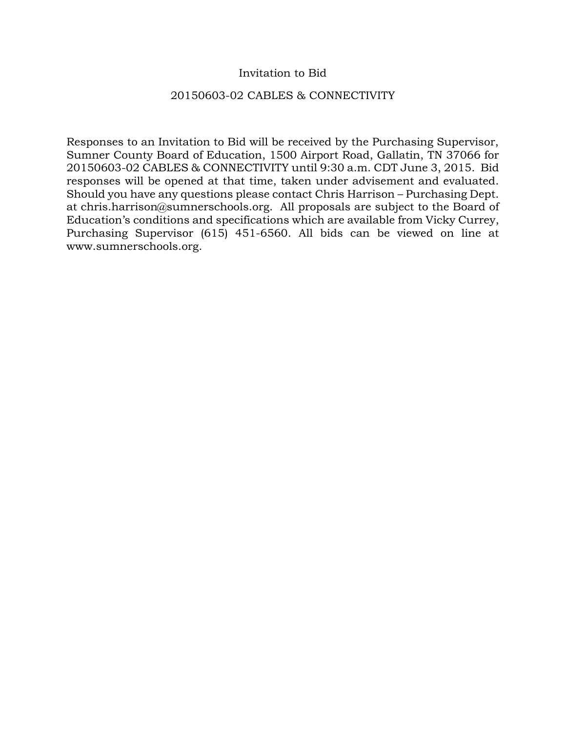# Invitation to Bid

## 20150603-02 CABLES & CONNECTIVITY

Responses to an Invitation to Bid will be received by the Purchasing Supervisor, Sumner County Board of Education, 1500 Airport Road, Gallatin, TN 37066 for 20150603-02 CABLES & CONNECTIVITY until 9:30 a.m. CDT June 3, 2015. Bid responses will be opened at that time, taken under advisement and evaluated. Should you have any questions please contact Chris Harrison – Purchasing Dept. at chris.harrison@sumnerschools.org. All proposals are subject to the Board of Education's conditions and specifications which are available from Vicky Currey, Purchasing Supervisor (615) 451-6560. All bids can be viewed on line at www.sumnerschools.org.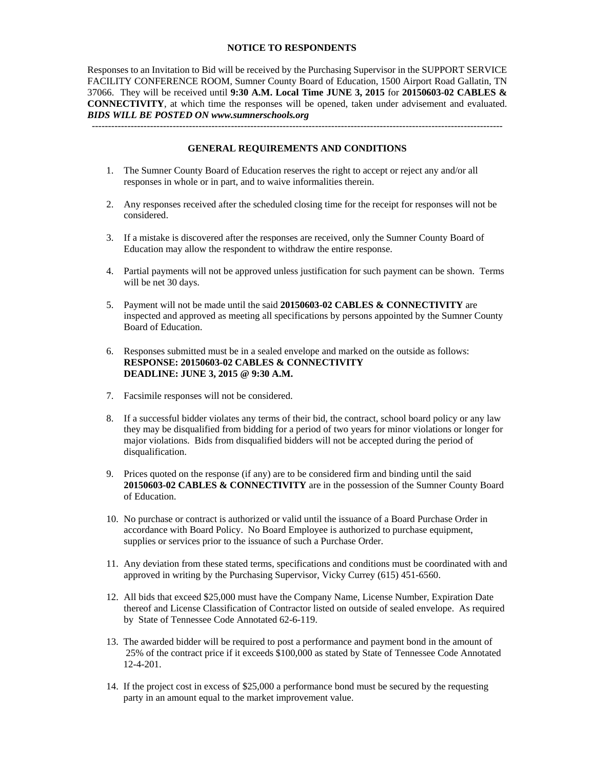## NOTICE TO RESPONDENTS

Responses to an Invitation to Bid will be received by the Purchasing Supervisor in the SUPPORT SERVICE FACILITY CONFERENCE ROOM, Sumner County Board of Education, 1500 Airport Road Gallatin, TN 37066. They will be received until **9:30 A.M. Local Time JUNE 3, 2015** for **20150603-02 CABLES & CONNECTIVITY**, at which time the responses will be opened, taken under advisement and evaluated. ***BIDS WILL BE POSTED ON www.sumnerschools.org***

---

## GENERAL REQUIREMENTS AND CONDITIONS

1. The Sumner County Board of Education reserves the right to accept or reject any and/or all responses in whole or in part, and to waive informalities therein.

2. Any responses received after the scheduled closing time for the receipt for responses will not be considered.

3. If a mistake is discovered after the responses are received, only the Sumner County Board of Education may allow the respondent to withdraw the entire response.

4. Partial payments will not be approved unless justification for such payment can be shown. Terms will be net 30 days.

5. Payment will not be made until the said **20150603-02 CABLES & CONNECTIVITY** are inspected and approved as meeting all specifications by persons appointed by the Sumner County Board of Education.

6. Responses submitted must be in a sealed envelope and marked on the outside as follows:
   **RESPONSE: 20150603-02 CABLES & CONNECTIVITY**
   **DEADLINE: JUNE 3, 2015 @ 9:30 A.M.**

7. Facsimile responses will not be considered.

8. If a successful bidder violates any terms of their bid, the contract, school board policy or any law they may be disqualified from bidding for a period of two years for minor violations or longer for major violations. Bids from disqualified bidders will not be accepted during the period of disqualification.

9. Prices quoted on the response (if any) are to be considered firm and binding until the said **20150603-02 CABLES & CONNECTIVITY** are in the possession of the Sumner County Board of Education.

10. No purchase or contract is authorized or valid until the issuance of a Board Purchase Order in accordance with Board Policy. No Board Employee is authorized to purchase equipment, supplies or services prior to the issuance of such a Purchase Order.

11. Any deviation from these stated terms, specifications and conditions must be coordinated with and approved in writing by the Purchasing Supervisor, Vicky Currey (615) 451-6560.

12. All bids that exceed $25,000 must have the Company Name, License Number, Expiration Date thereof and License Classification of Contractor listed on outside of sealed envelope. As required by State of Tennessee Code Annotated 62-6-119.

13. The awarded bidder will be required to post a performance and payment bond in the amount of 25% of the contract price if it exceeds $100,000 as stated by State of Tennessee Code Annotated 12-4-201.

14. If the project cost in excess of $25,000 a performance bond must be secured by the requesting party in an amount equal to the market improvement value.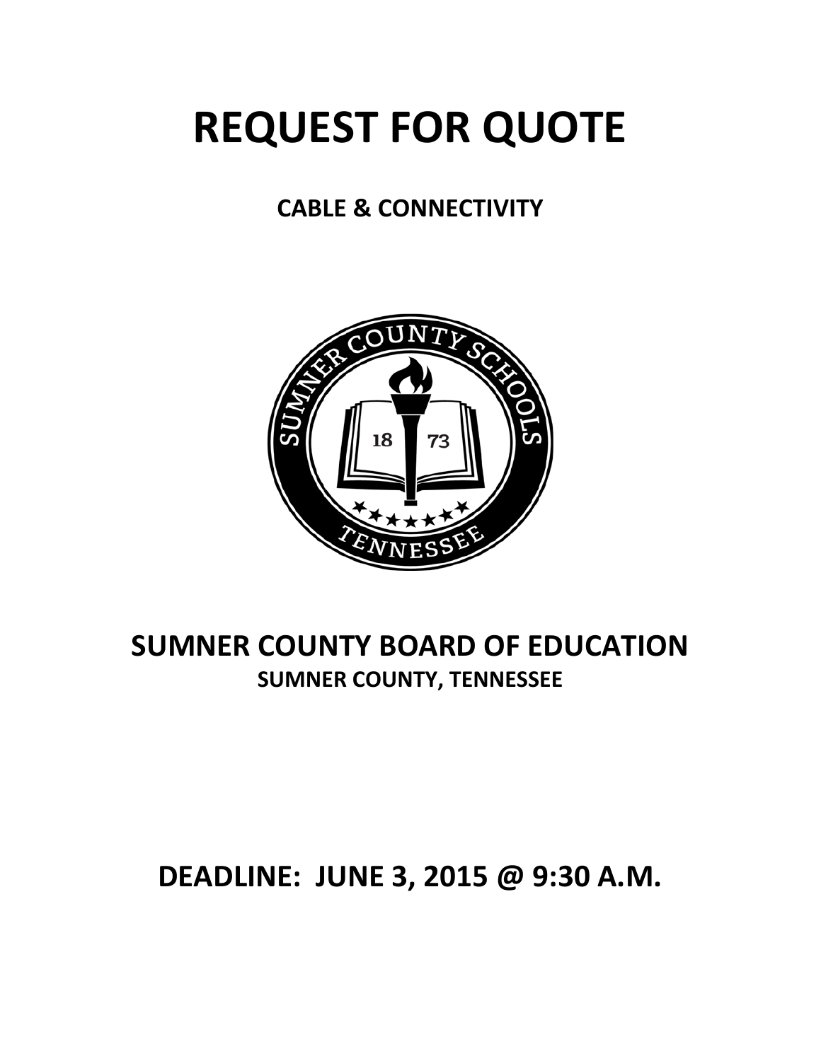# REQUEST FOR QUOTE

**CABLE & CONNECTIVITY**

## SUMNER COUNTY BOARD OF EDUCATION

**SUMNER COUNTY, TENNESSEE**

## DEADLINE: JUNE 3, 2015 @ 9:30 A.M.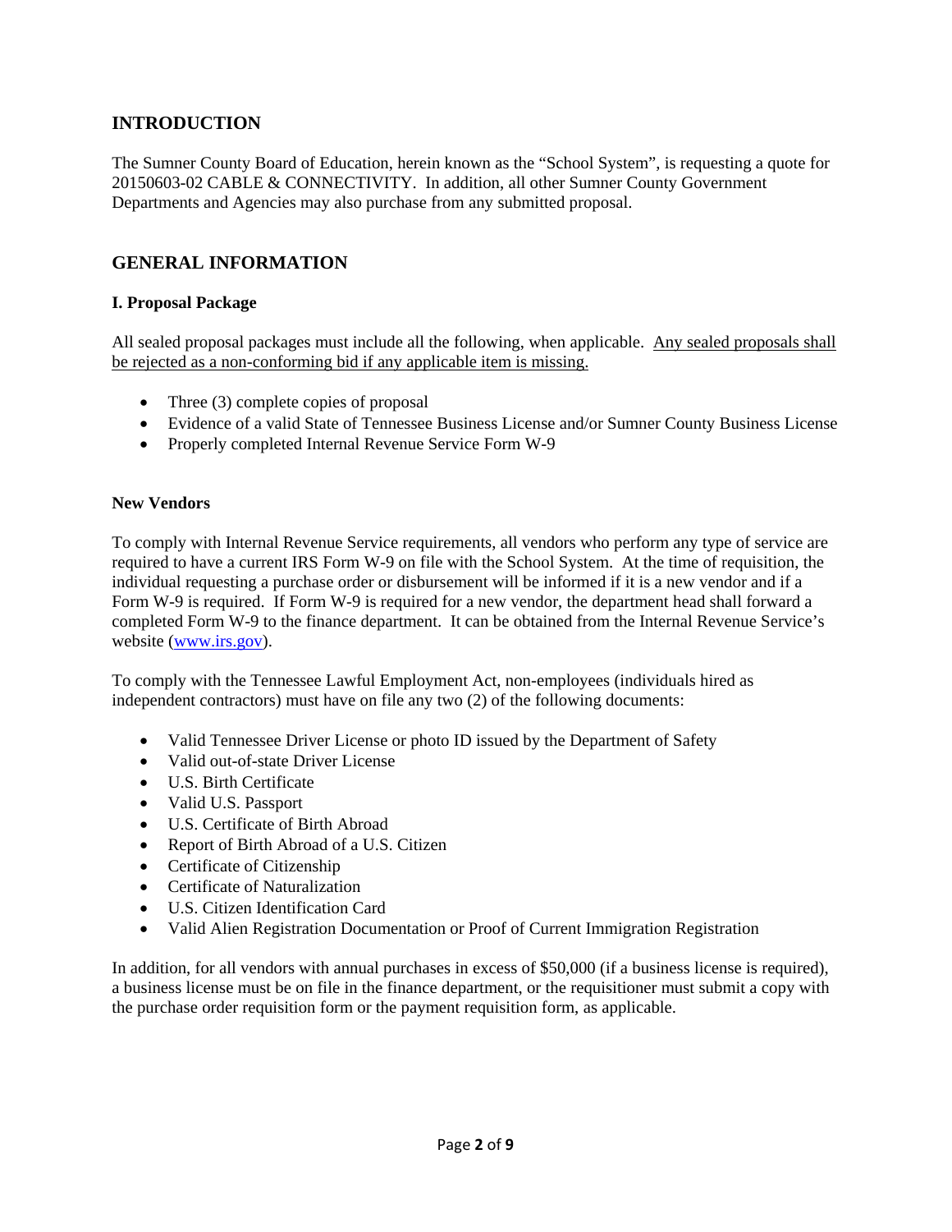## INTRODUCTION

The Sumner County Board of Education, herein known as the "School System", is requesting a quote for 20150603-02 CABLE & CONNECTIVITY. In addition, all other Sumner County Government Departments and Agencies may also purchase from any submitted proposal.

## GENERAL INFORMATION

### I. Proposal Package

All sealed proposal packages must include all the following, when applicable. Any sealed proposals shall be rejected as a non-conforming bid if any applicable item is missing.

- Three (3) complete copies of proposal
- Evidence of a valid State of Tennessee Business License and/or Sumner County Business License
- Properly completed Internal Revenue Service Form W-9

### New Vendors

To comply with Internal Revenue Service requirements, all vendors who perform any type of service are required to have a current IRS Form W-9 on file with the School System. At the time of requisition, the individual requesting a purchase order or disbursement will be informed if it is a new vendor and if a Form W-9 is required. If Form W-9 is required for a new vendor, the department head shall forward a completed Form W-9 to the finance department. It can be obtained from the Internal Revenue Service's website (www.irs.gov).

To comply with the Tennessee Lawful Employment Act, non-employees (individuals hired as independent contractors) must have on file any two (2) of the following documents:

- Valid Tennessee Driver License or photo ID issued by the Department of Safety
- Valid out-of-state Driver License
- U.S. Birth Certificate
- Valid U.S. Passport
- U.S. Certificate of Birth Abroad
- Report of Birth Abroad of a U.S. Citizen
- Certificate of Citizenship
- Certificate of Naturalization
- U.S. Citizen Identification Card
- Valid Alien Registration Documentation or Proof of Current Immigration Registration

In addition, for all vendors with annual purchases in excess of $50,000 (if a business license is required), a business license must be on file in the finance department, or the requisitioner must submit a copy with the purchase order requisition form or the payment requisition form, as applicable.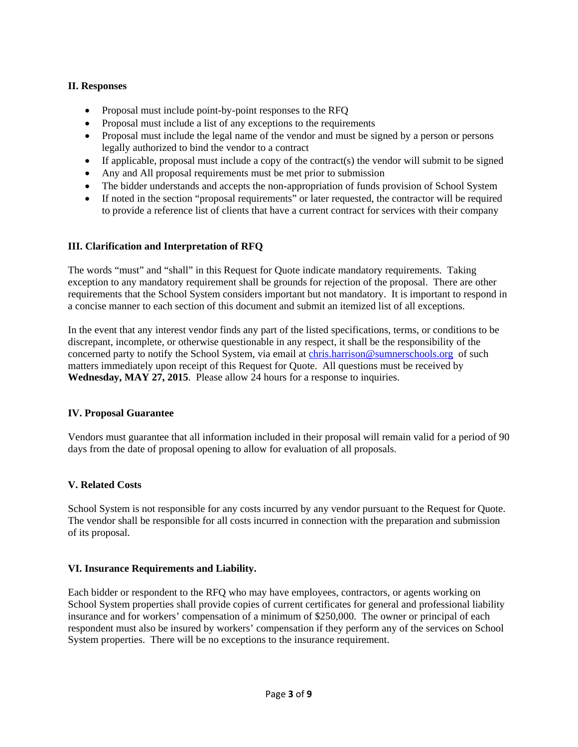### II. Responses

- Proposal must include point-by-point responses to the RFQ
- Proposal must include a list of any exceptions to the requirements
- Proposal must include the legal name of the vendor and must be signed by a person or persons legally authorized to bind the vendor to a contract
- If applicable, proposal must include a copy of the contract(s) the vendor will submit to be signed
- Any and All proposal requirements must be met prior to submission
- The bidder understands and accepts the non-appropriation of funds provision of School System
- If noted in the section "proposal requirements" or later requested, the contractor will be required to provide a reference list of clients that have a current contract for services with their company

### III. Clarification and Interpretation of RFQ

The words "must" and "shall" in this Request for Quote indicate mandatory requirements. Taking exception to any mandatory requirement shall be grounds for rejection of the proposal. There are other requirements that the School System considers important but not mandatory. It is important to respond in a concise manner to each section of this document and submit an itemized list of all exceptions.

In the event that any interest vendor finds any part of the listed specifications, terms, or conditions to be discrepant, incomplete, or otherwise questionable in any respect, it shall be the responsibility of the concerned party to notify the School System, via email at chris.harrison@sumnerschools.org of such matters immediately upon receipt of this Request for Quote. All questions must be received by **Wednesday, MAY 27, 2015**. Please allow 24 hours for a response to inquiries.

### IV. Proposal Guarantee

Vendors must guarantee that all information included in their proposal will remain valid for a period of 90 days from the date of proposal opening to allow for evaluation of all proposals.

### V. Related Costs

School System is not responsible for any costs incurred by any vendor pursuant to the Request for Quote. The vendor shall be responsible for all costs incurred in connection with the preparation and submission of its proposal.

### VI. Insurance Requirements and Liability.

Each bidder or respondent to the RFQ who may have employees, contractors, or agents working on School System properties shall provide copies of current certificates for general and professional liability insurance and for workers' compensation of a minimum of $250,000. The owner or principal of each respondent must also be insured by workers' compensation if they perform any of the services on School System properties. There will be no exceptions to the insurance requirement.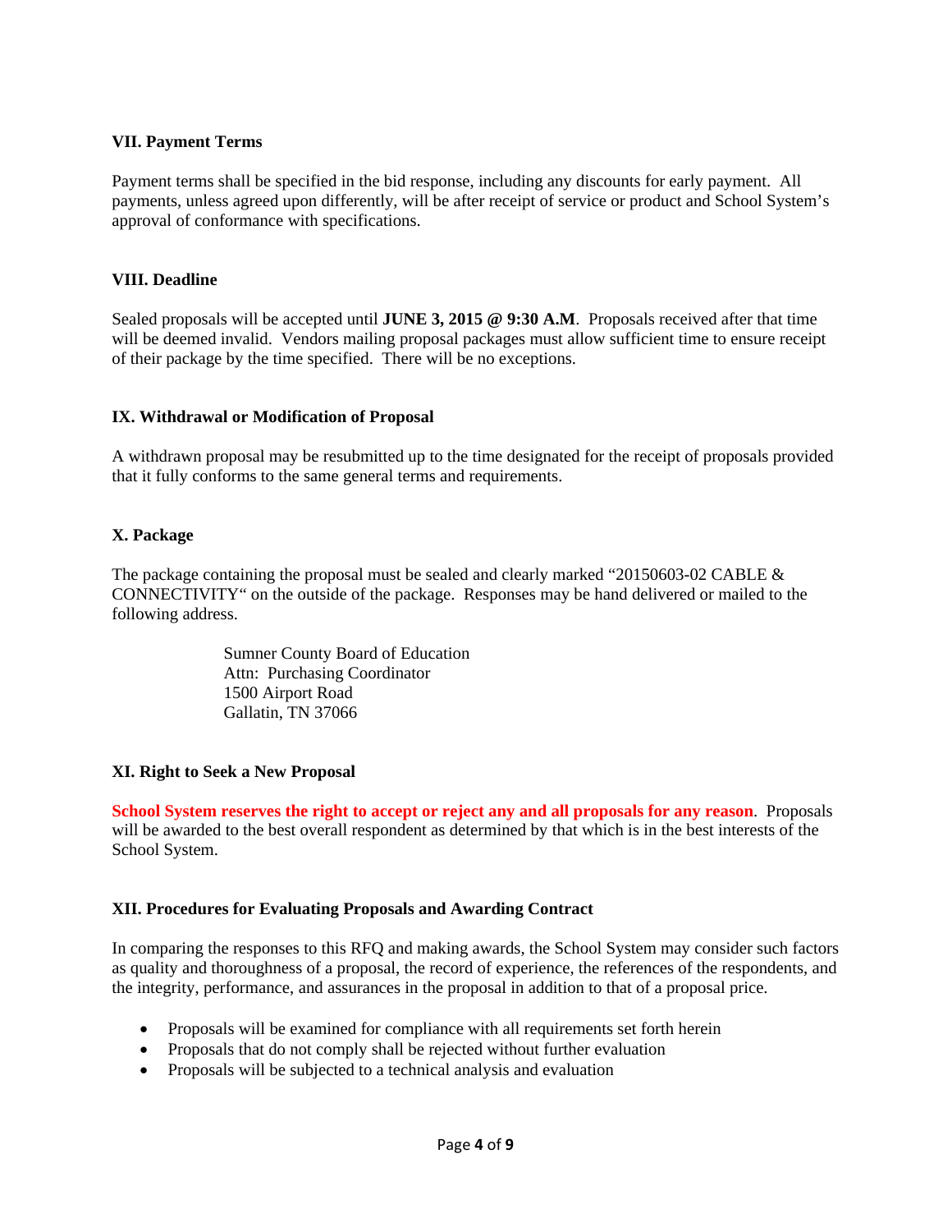### VII. Payment Terms

Payment terms shall be specified in the bid response, including any discounts for early payment. All payments, unless agreed upon differently, will be after receipt of service or product and School System's approval of conformance with specifications.

### VIII. Deadline

Sealed proposals will be accepted until **JUNE 3, 2015 @ 9:30 A.M**. Proposals received after that time will be deemed invalid. Vendors mailing proposal packages must allow sufficient time to ensure receipt of their package by the time specified. There will be no exceptions.

### IX. Withdrawal or Modification of Proposal

A withdrawn proposal may be resubmitted up to the time designated for the receipt of proposals provided that it fully conforms to the same general terms and requirements.

### X. Package

The package containing the proposal must be sealed and clearly marked "20150603-02 CABLE & CONNECTIVITY" on the outside of the package. Responses may be hand delivered or mailed to the following address.

> Sumner County Board of Education
> Attn: Purchasing Coordinator
> 1500 Airport Road
> Gallatin, TN 37066

### XI. Right to Seek a New Proposal

**School System reserves the right to accept or reject any and all proposals for any reason**. Proposals will be awarded to the best overall respondent as determined by that which is in the best interests of the School System.

### XII. Procedures for Evaluating Proposals and Awarding Contract

In comparing the responses to this RFQ and making awards, the School System may consider such factors as quality and thoroughness of a proposal, the record of experience, the references of the respondents, and the integrity, performance, and assurances in the proposal in addition to that of a proposal price.

- Proposals will be examined for compliance with all requirements set forth herein
- Proposals that do not comply shall be rejected without further evaluation
- Proposals will be subjected to a technical analysis and evaluation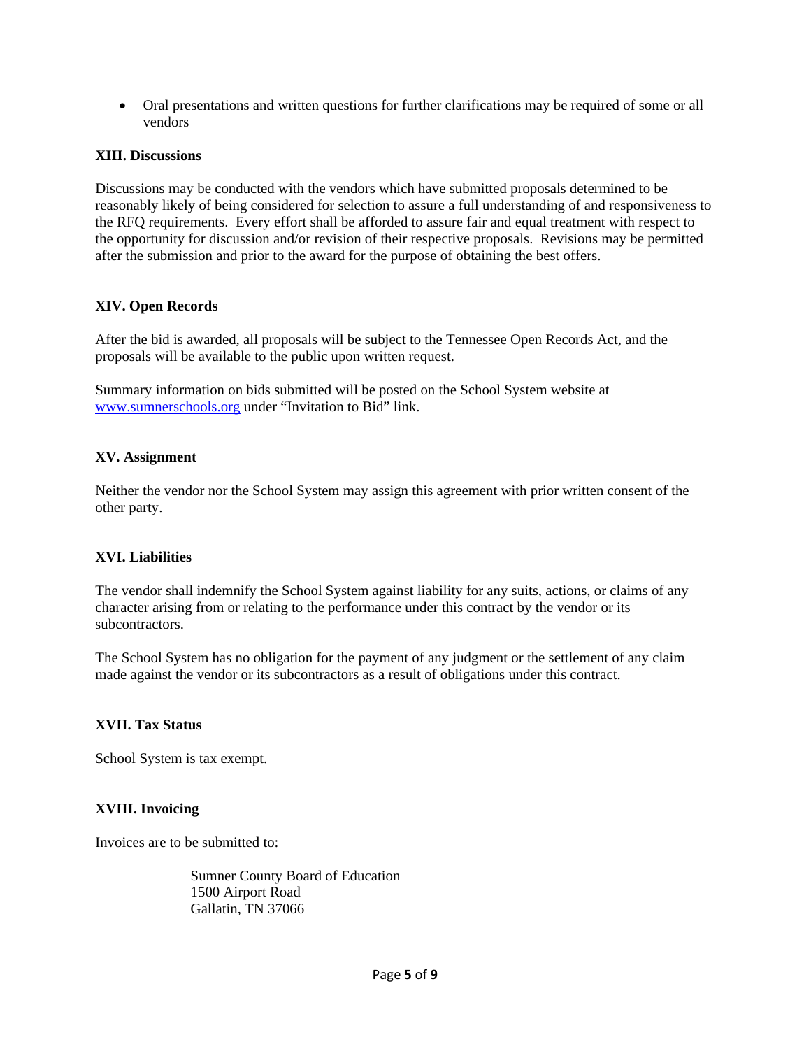- Oral presentations and written questions for further clarifications may be required of some or all vendors

**XIII. Discussions**

Discussions may be conducted with the vendors which have submitted proposals determined to be reasonably likely of being considered for selection to assure a full understanding of and responsiveness to the RFQ requirements. Every effort shall be afforded to assure fair and equal treatment with respect to the opportunity for discussion and/or revision of their respective proposals. Revisions may be permitted after the submission and prior to the award for the purpose of obtaining the best offers.

**XIV. Open Records**

After the bid is awarded, all proposals will be subject to the Tennessee Open Records Act, and the proposals will be available to the public upon written request.

Summary information on bids submitted will be posted on the School System website at [www.sumnerschools.org](http://www.sumnerschools.org) under "Invitation to Bid" link.

**XV. Assignment**

Neither the vendor nor the School System may assign this agreement with prior written consent of the other party.

**XVI. Liabilities**

The vendor shall indemnify the School System against liability for any suits, actions, or claims of any character arising from or relating to the performance under this contract by the vendor or its subcontractors.

The School System has no obligation for the payment of any judgment or the settlement of any claim made against the vendor or its subcontractors as a result of obligations under this contract.

**XVII. Tax Status**

School System is tax exempt.

**XVIII. Invoicing**

Invoices are to be submitted to:

Sumner County Board of Education
1500 Airport Road
Gallatin, TN 37066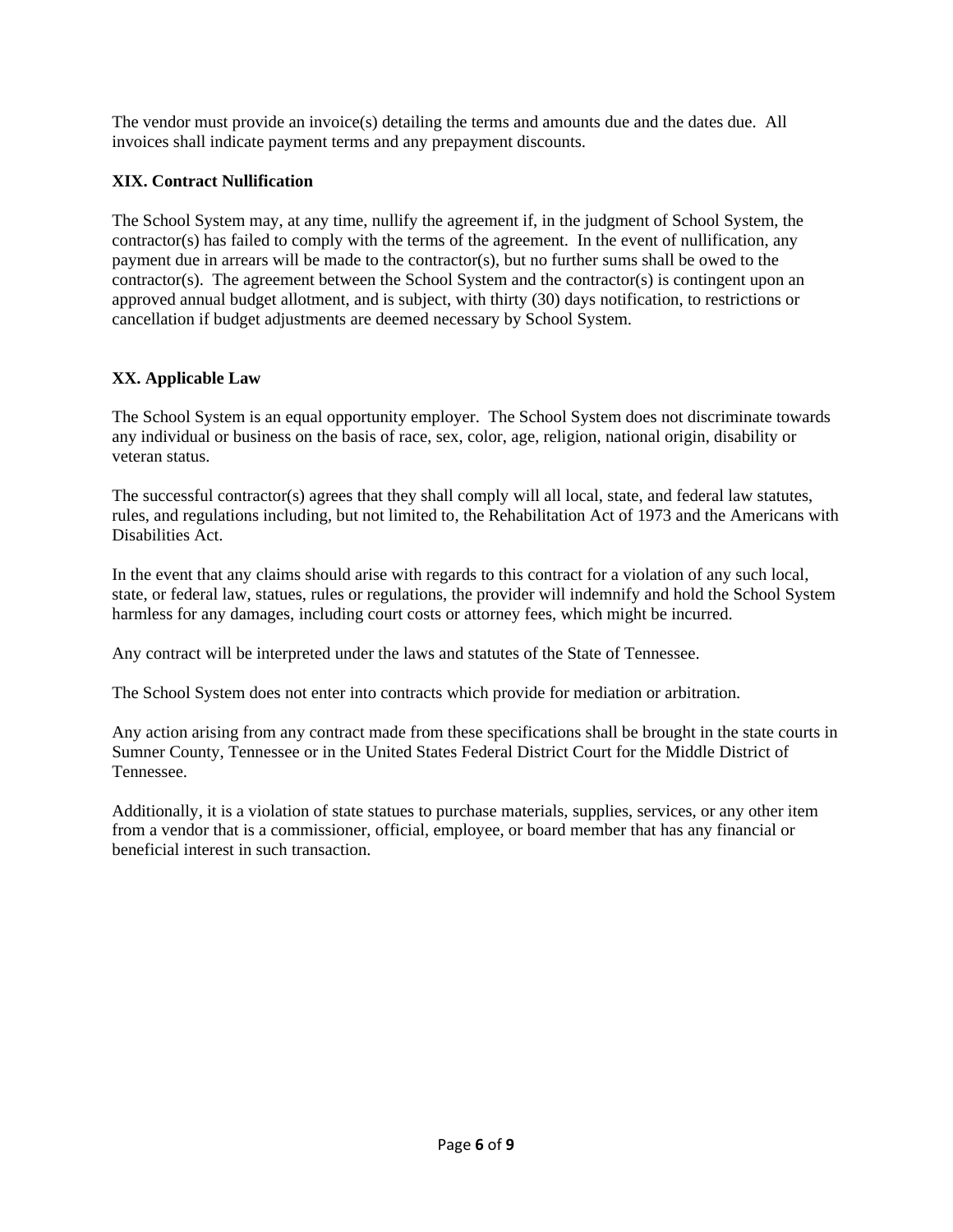The vendor must provide an invoice(s) detailing the terms and amounts due and the dates due. All invoices shall indicate payment terms and any prepayment discounts.

**XIX. Contract Nullification**

The School System may, at any time, nullify the agreement if, in the judgment of School System, the contractor(s) has failed to comply with the terms of the agreement. In the event of nullification, any payment due in arrears will be made to the contractor(s), but no further sums shall be owed to the contractor(s). The agreement between the School System and the contractor(s) is contingent upon an approved annual budget allotment, and is subject, with thirty (30) days notification, to restrictions or cancellation if budget adjustments are deemed necessary by School System.

**XX. Applicable Law**

The School System is an equal opportunity employer. The School System does not discriminate towards any individual or business on the basis of race, sex, color, age, religion, national origin, disability or veteran status.

The successful contractor(s) agrees that they shall comply will all local, state, and federal law statutes, rules, and regulations including, but not limited to, the Rehabilitation Act of 1973 and the Americans with Disabilities Act.

In the event that any claims should arise with regards to this contract for a violation of any such local, state, or federal law, statues, rules or regulations, the provider will indemnify and hold the School System harmless for any damages, including court costs or attorney fees, which might be incurred.

Any contract will be interpreted under the laws and statutes of the State of Tennessee.

The School System does not enter into contracts which provide for mediation or arbitration.

Any action arising from any contract made from these specifications shall be brought in the state courts in Sumner County, Tennessee or in the United States Federal District Court for the Middle District of Tennessee.

Additionally, it is a violation of state statues to purchase materials, supplies, services, or any other item from a vendor that is a commissioner, official, employee, or board member that has any financial or beneficial interest in such transaction.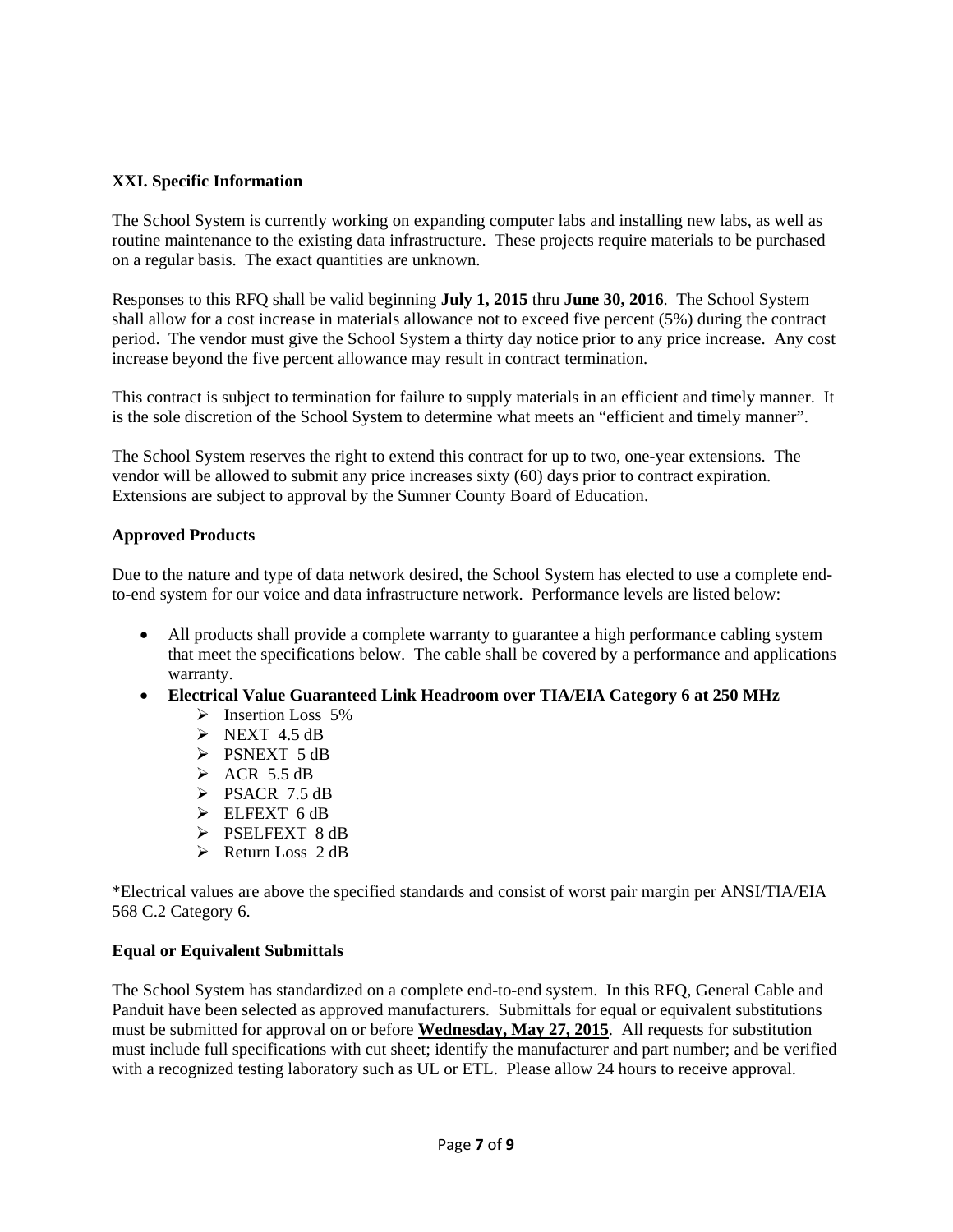**XXI. Specific Information**

The School System is currently working on expanding computer labs and installing new labs, as well as routine maintenance to the existing data infrastructure. These projects require materials to be purchased on a regular basis. The exact quantities are unknown.

Responses to this RFQ shall be valid beginning **July 1, 2015** thru **June 30, 2016**. The School System shall allow for a cost increase in materials allowance not to exceed five percent (5%) during the contract period. The vendor must give the School System a thirty day notice prior to any price increase. Any cost increase beyond the five percent allowance may result in contract termination.

This contract is subject to termination for failure to supply materials in an efficient and timely manner. It is the sole discretion of the School System to determine what meets an "efficient and timely manner".

The School System reserves the right to extend this contract for up to two, one-year extensions. The vendor will be allowed to submit any price increases sixty (60) days prior to contract expiration. Extensions are subject to approval by the Sumner County Board of Education.

**Approved Products**

Due to the nature and type of data network desired, the School System has elected to use a complete end-to-end system for our voice and data infrastructure network. Performance levels are listed below:

- All products shall provide a complete warranty to guarantee a high performance cabling system that meet the specifications below. The cable shall be covered by a performance and applications warranty.
- **Electrical Value Guaranteed Link Headroom over TIA/EIA Category 6 at 250 MHz**
  - Insertion Loss 5%
  - NEXT 4.5 dB
  - PSNEXT 5 dB
  - ACR 5.5 dB
  - PSACR 7.5 dB
  - ELFEXT 6 dB
  - PSELFEXT 8 dB
  - Return Loss 2 dB

*Electrical values are above the specified standards and consist of worst pair margin per ANSI/TIA/EIA 568 C.2 Category 6.

**Equal or Equivalent Submittals**

The School System has standardized on a complete end-to-end system. In this RFQ, General Cable and Panduit have been selected as approved manufacturers. Submittals for equal or equivalent substitutions must be submitted for approval on or before **Wednesday, May 27, 2015**. All requests for substitution must include full specifications with cut sheet; identify the manufacturer and part number; and be verified with a recognized testing laboratory such as UL or ETL. Please allow 24 hours to receive approval.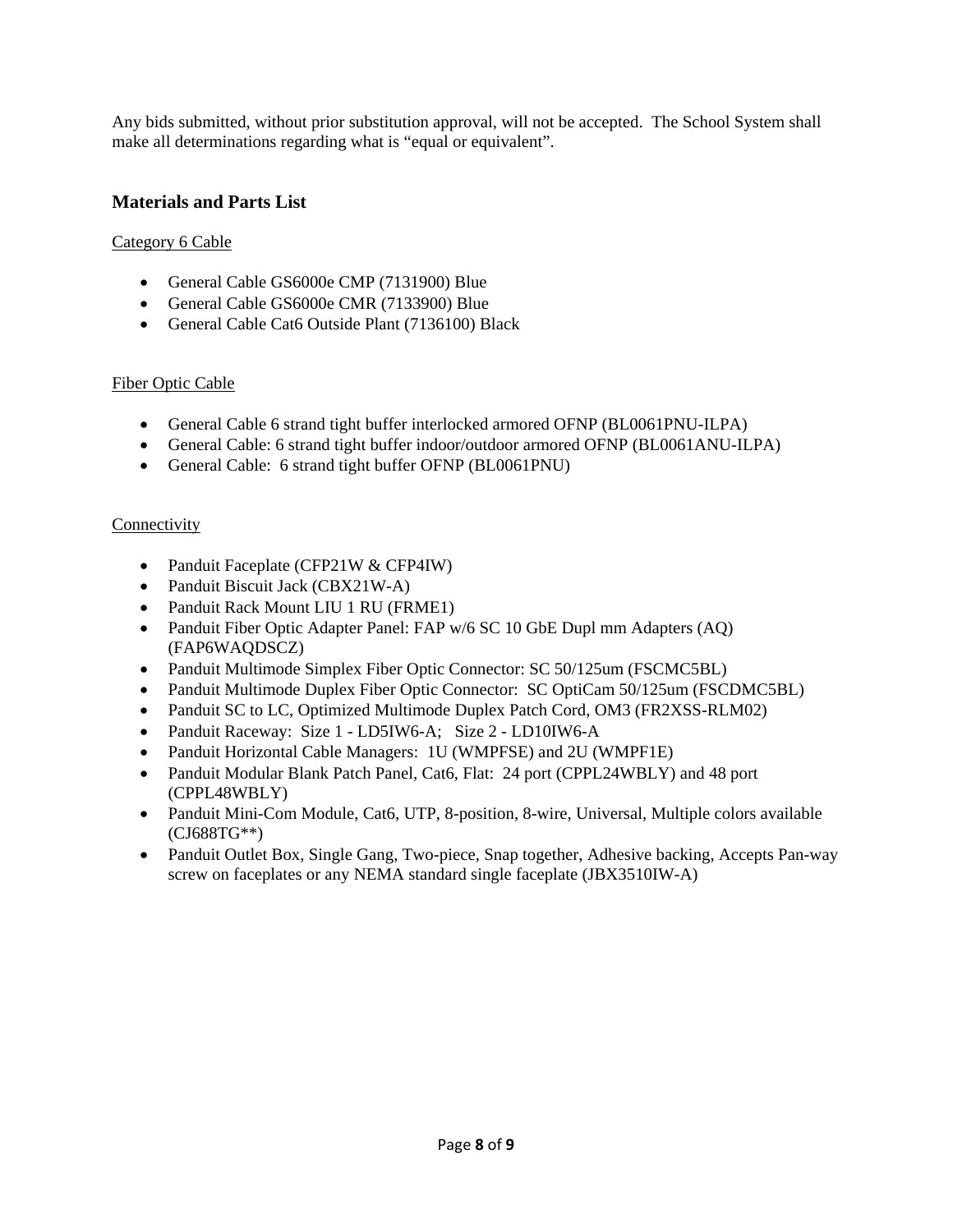Any bids submitted, without prior substitution approval, will not be accepted. The School System shall make all determinations regarding what is "equal or equivalent".

### Materials and Parts List

Category 6 Cable

- General Cable GS6000e CMP (7131900) Blue
- General Cable GS6000e CMR (7133900) Blue
- General Cable Cat6 Outside Plant (7136100) Black

Fiber Optic Cable

- General Cable 6 strand tight buffer interlocked armored OFNP (BL0061PNU-ILPA)
- General Cable: 6 strand tight buffer indoor/outdoor armored OFNP (BL0061ANU-ILPA)
- General Cable: 6 strand tight buffer OFNP (BL0061PNU)

Connectivity

- Panduit Faceplate (CFP21W & CFP4IW)
- Panduit Biscuit Jack (CBX21W-A)
- Panduit Rack Mount LIU 1 RU (FRME1)
- Panduit Fiber Optic Adapter Panel: FAP w/6 SC 10 GbE Dupl mm Adapters (AQ) (FAP6WAQDSCZ)
- Panduit Multimode Simplex Fiber Optic Connector: SC 50/125um (FSCMC5BL)
- Panduit Multimode Duplex Fiber Optic Connector: SC OptiCam 50/125um (FSCDMC5BL)
- Panduit SC to LC, Optimized Multimode Duplex Patch Cord, OM3 (FR2XSS-RLM02)
- Panduit Raceway: Size 1 - LD5IW6-A; Size 2 - LD10IW6-A
- Panduit Horizontal Cable Managers: 1U (WMPFSE) and 2U (WMPF1E)
- Panduit Modular Blank Patch Panel, Cat6, Flat: 24 port (CPPL24WBLY) and 48 port (CPPL48WBLY)
- Panduit Mini-Com Module, Cat6, UTP, 8-position, 8-wire, Universal, Multiple colors available (CJ688TG**)
- Panduit Outlet Box, Single Gang, Two-piece, Snap together, Adhesive backing, Accepts Pan-way screw on faceplates or any NEMA standard single faceplate (JBX3510IW-A)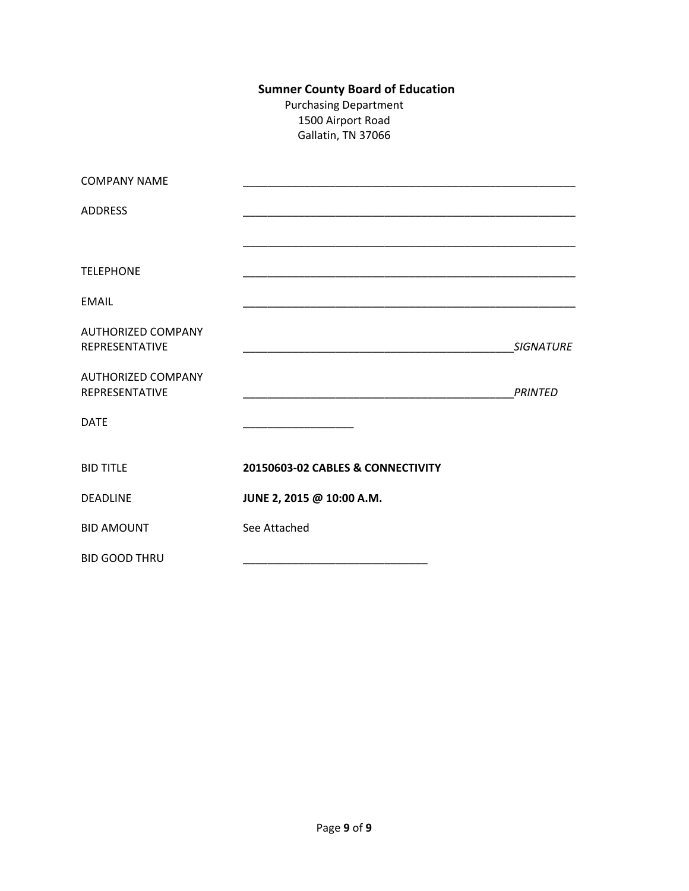**Sumner County Board of Education**
Purchasing Department
1500 Airport Road
Gallatin, TN 37066

| | |
|---|---|
| COMPANY NAME | _______________________________________________________ |
| ADDRESS | _______________________________________________________ |
| | _______________________________________________________ |
| TELEPHONE | _______________________________________________________ |
| EMAIL | _______________________________________________________ |
| AUTHORIZED COMPANY REPRESENTATIVE | _____________________________________________ *SIGNATURE* |
| AUTHORIZED COMPANY REPRESENTATIVE | _____________________________________________ *PRINTED* |
| DATE | __________________ |
| BID TITLE | **20150603-02 CABLES & CONNECTIVITY** |
| DEADLINE | **JUNE 2, 2015 @ 10:00 A.M.** |
| BID AMOUNT | See Attached |
| BID GOOD THRU | ______________________________ |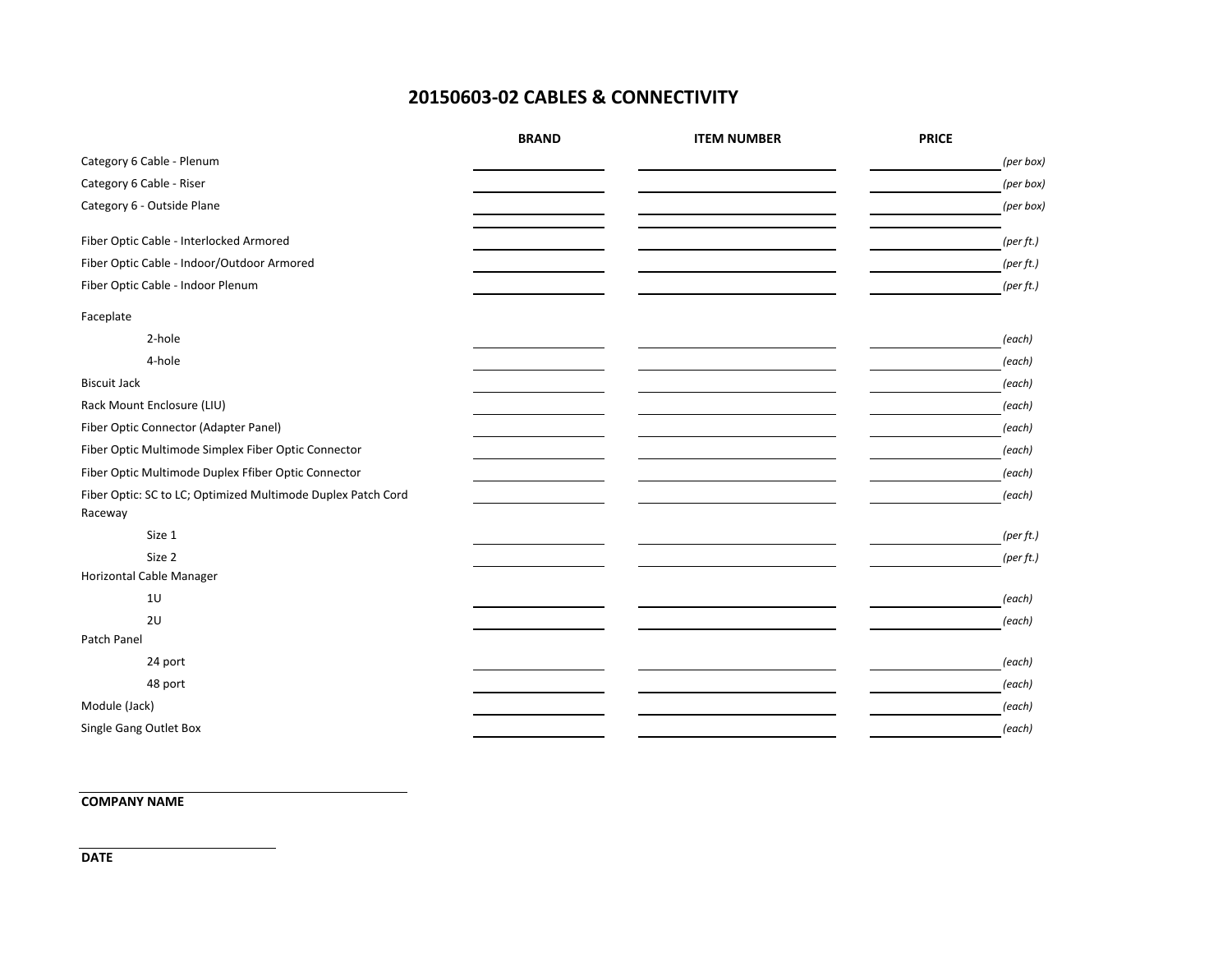# 20150603-02 CABLES & CONNECTIVITY

| | BRAND | ITEM NUMBER | PRICE | |
|---|---|---|---|---|
| Category 6 Cable - Plenum | | | | *(per box)* |
| Category 6 Cable - Riser | | | | *(per box)* |
| Category 6 - Outside Plane | | | | *(per box)* |
| | | | | |
| Fiber Optic Cable - Interlocked Armored | | | | *(per ft.)* |
| Fiber Optic Cable - Indoor/Outdoor Armored | | | | *(per ft.)* |
| Fiber Optic Cable - Indoor Plenum | | | | *(per ft.)* |
| Faceplate | | | | |
| 2-hole | | | | *(each)* |
| 4-hole | | | | *(each)* |
| Biscuit Jack | | | | *(each)* |
| Rack Mount Enclosure (LIU) | | | | *(each)* |
| Fiber Optic Connector (Adapter Panel) | | | | *(each)* |
| Fiber Optic Multimode Simplex Fiber Optic Connector | | | | *(each)* |
| Fiber Optic Multimode Duplex Ffiber Optic Connector | | | | *(each)* |
| Fiber Optic: SC to LC; Optimized Multimode Duplex Patch Cord | | | | *(each)* |
| Raceway | | | | |
| Size 1 | | | | *(per ft.)* |
| Size 2 | | | | *(per ft.)* |
| Horizontal Cable Manager | | | | |
| 1U | | | | *(each)* |
| 2U | | | | *(each)* |
| Patch Panel | | | | |
| 24 port | | | | *(each)* |
| 48 port | | | | *(each)* |
| Module (Jack) | | | | *(each)* |
| Single Gang Outlet Box | | | | *(each)* |

**COMPANY NAME**

**DATE**